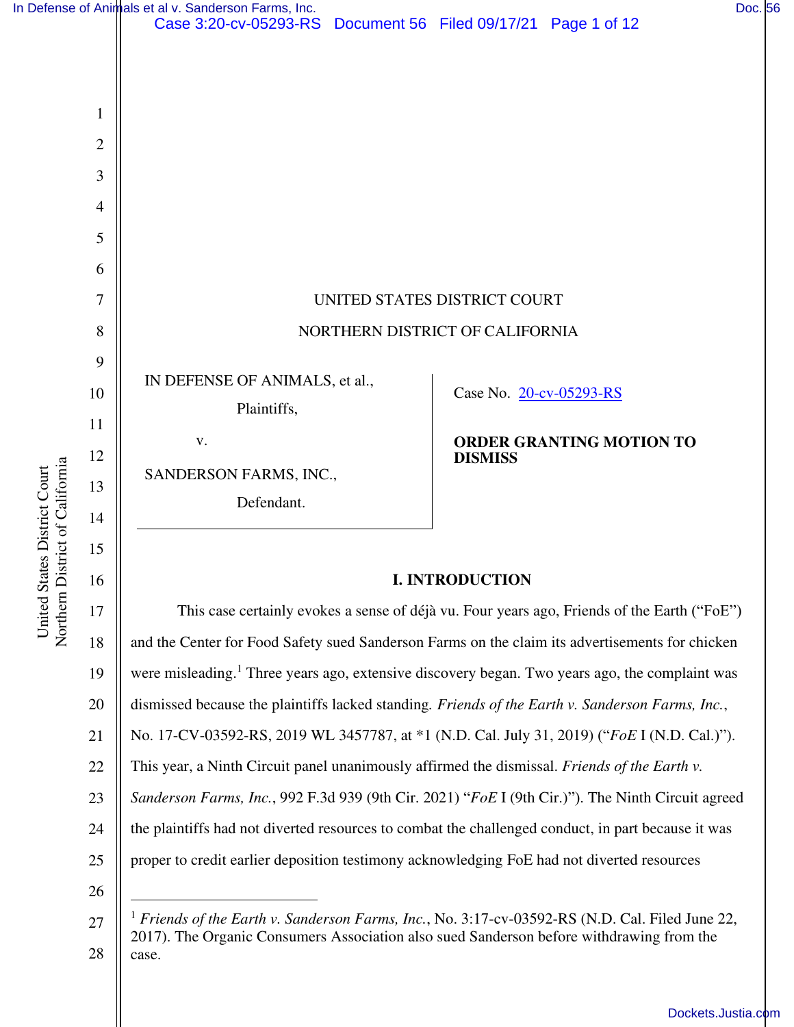UNITED STATES DISTRICT COURT

NORTHERN DISTRICT OF CALIFORNIA

| | |
|---|---|
| IN DEFENSE OF ANIMALS, et al., Plaintiffs, v. SANDERSON FARMS, INC., Defendant. | Case No. 20-cv-05293-RS **ORDER GRANTING MOTION TO DISMISS** |

## I. INTRODUCTION

This case certainly evokes a sense of déjà vu. Four years ago, Friends of the Earth ("FoE") and the Center for Food Safety sued Sanderson Farms on the claim its advertisements for chicken were misleading.[1] Three years ago, extensive discovery began. Two years ago, the complaint was dismissed because the plaintiffs lacked standing. *Friends of the Earth v. Sanderson Farms, Inc.*, No. 17-CV-03592-RS, 2019 WL 3457787, at *1 (N.D. Cal. July 31, 2019) ("*FoE* I (N.D. Cal.)"). This year, a Ninth Circuit panel unanimously affirmed the dismissal. *Friends of the Earth v. Sanderson Farms, Inc.*, 992 F.3d 939 (9th Cir. 2021) "*FoE* I (9th Cir.)"). The Ninth Circuit agreed the plaintiffs had not diverted resources to combat the challenged conduct, in part because it was proper to credit earlier deposition testimony acknowledging FoE had not diverted resources

---

[1] *Friends of the Earth v. Sanderson Farms, Inc.*, No. 3:17-cv-03592-RS (N.D. Cal. Filed June 22, 2017). The Organic Consumers Association also sued Sanderson before withdrawing from the case.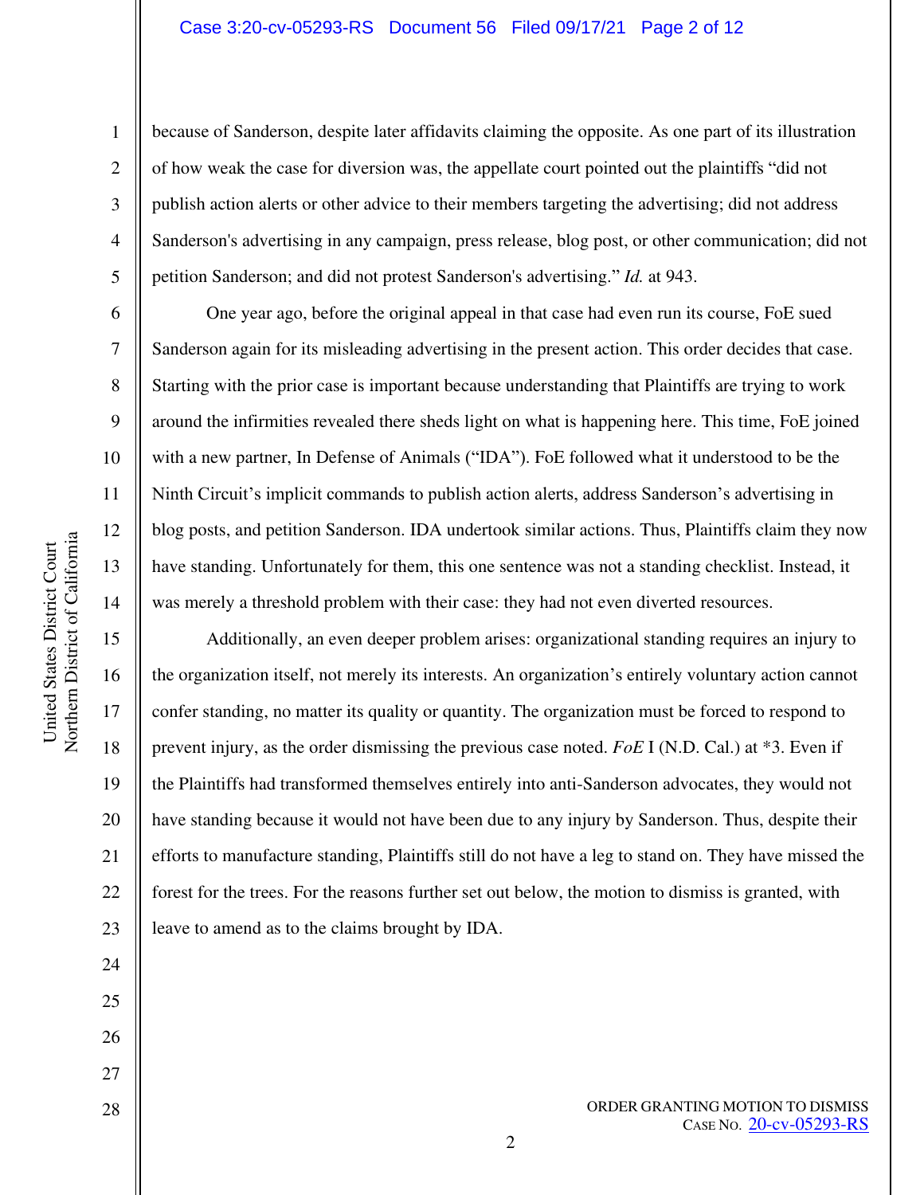because of Sanderson, despite later affidavits claiming the opposite. As one part of its illustration of how weak the case for diversion was, the appellate court pointed out the plaintiffs "did not publish action alerts or other advice to their members targeting the advertising; did not address Sanderson's advertising in any campaign, press release, blog post, or other communication; did not petition Sanderson; and did not protest Sanderson's advertising." *Id.* at 943.

One year ago, before the original appeal in that case had even run its course, FoE sued Sanderson again for its misleading advertising in the present action. This order decides that case. Starting with the prior case is important because understanding that Plaintiffs are trying to work around the infirmities revealed there sheds light on what is happening here. This time, FoE joined with a new partner, In Defense of Animals ("IDA"). FoE followed what it understood to be the Ninth Circuit's implicit commands to publish action alerts, address Sanderson's advertising in blog posts, and petition Sanderson. IDA undertook similar actions. Thus, Plaintiffs claim they now have standing. Unfortunately for them, this one sentence was not a standing checklist. Instead, it was merely a threshold problem with their case: they had not even diverted resources.

Additionally, an even deeper problem arises: organizational standing requires an injury to the organization itself, not merely its interests. An organization's entirely voluntary action cannot confer standing, no matter its quality or quantity. The organization must be forced to respond to prevent injury, as the order dismissing the previous case noted. *FoE* I (N.D. Cal.) at *3. Even if the Plaintiffs had transformed themselves entirely into anti-Sanderson advocates, they would not have standing because it would not have been due to any injury by Sanderson. Thus, despite their efforts to manufacture standing, Plaintiffs still do not have a leg to stand on. They have missed the forest for the trees. For the reasons further set out below, the motion to dismiss is granted, with leave to amend as to the claims brought by IDA.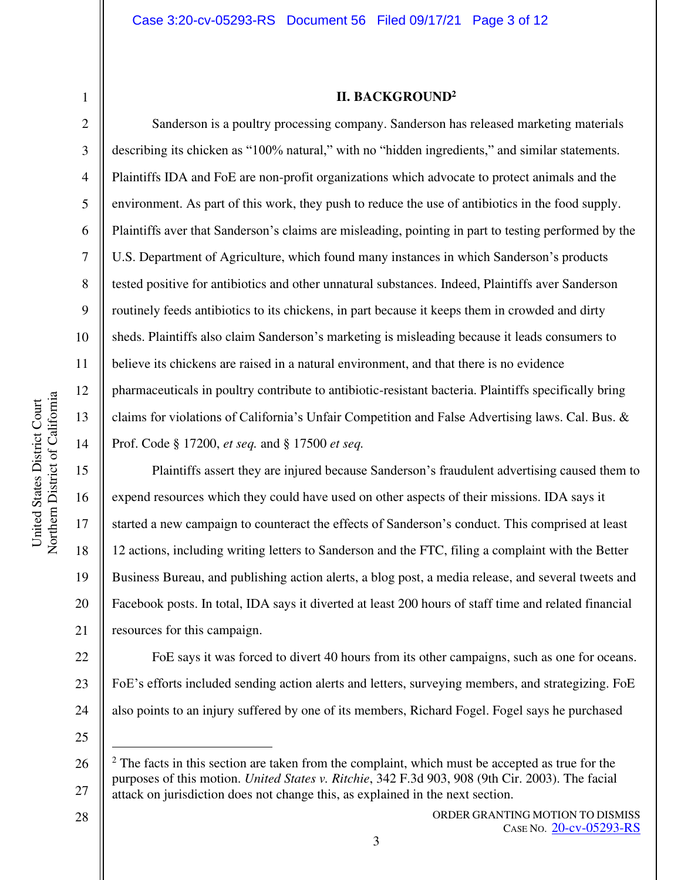## II. BACKGROUND[2]

Sanderson is a poultry processing company. Sanderson has released marketing materials describing its chicken as "100% natural," with no "hidden ingredients," and similar statements. Plaintiffs IDA and FoE are non-profit organizations which advocate to protect animals and the environment. As part of this work, they push to reduce the use of antibiotics in the food supply. Plaintiffs aver that Sanderson's claims are misleading, pointing in part to testing performed by the U.S. Department of Agriculture, which found many instances in which Sanderson's products tested positive for antibiotics and other unnatural substances. Indeed, Plaintiffs aver Sanderson routinely feeds antibiotics to its chickens, in part because it keeps them in crowded and dirty sheds. Plaintiffs also claim Sanderson's marketing is misleading because it leads consumers to believe its chickens are raised in a natural environment, and that there is no evidence pharmaceuticals in poultry contribute to antibiotic-resistant bacteria. Plaintiffs specifically bring claims for violations of California's Unfair Competition and False Advertising laws. Cal. Bus. & Prof. Code § 17200, *et seq.* and § 17500 *et seq.*

Plaintiffs assert they are injured because Sanderson's fraudulent advertising caused them to expend resources which they could have used on other aspects of their missions. IDA says it started a new campaign to counteract the effects of Sanderson's conduct. This comprised at least 12 actions, including writing letters to Sanderson and the FTC, filing a complaint with the Better Business Bureau, and publishing action alerts, a blog post, a media release, and several tweets and Facebook posts. In total, IDA says it diverted at least 200 hours of staff time and related financial resources for this campaign.

FoE says it was forced to divert 40 hours from its other campaigns, such as one for oceans. FoE's efforts included sending action alerts and letters, surveying members, and strategizing. FoE also points to an injury suffered by one of its members, Richard Fogel. Fogel says he purchased

---

[2] The facts in this section are taken from the complaint, which must be accepted as true for the purposes of this motion. *United States v. Ritchie*, 342 F.3d 903, 908 (9th Cir. 2003). The facial attack on jurisdiction does not change this, as explained in the next section.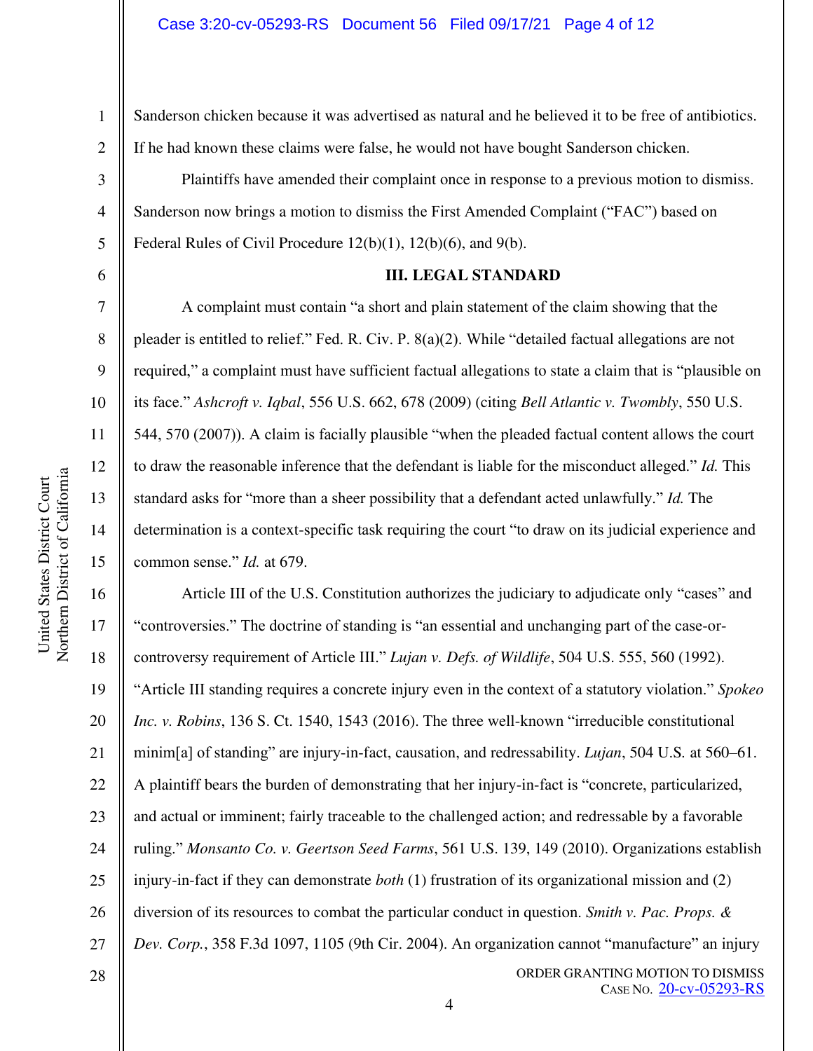Sanderson chicken because it was advertised as natural and he believed it to be free of antibiotics. If he had known these claims were false, he would not have bought Sanderson chicken.

Plaintiffs have amended their complaint once in response to a previous motion to dismiss. Sanderson now brings a motion to dismiss the First Amended Complaint ("FAC") based on Federal Rules of Civil Procedure 12(b)(1), 12(b)(6), and 9(b).

### III. LEGAL STANDARD

A complaint must contain "a short and plain statement of the claim showing that the pleader is entitled to relief." Fed. R. Civ. P. 8(a)(2). While "detailed factual allegations are not required," a complaint must have sufficient factual allegations to state a claim that is "plausible on its face." *Ashcroft v. Iqbal*, 556 U.S. 662, 678 (2009) (citing *Bell Atlantic v. Twombly*, 550 U.S. 544, 570 (2007)). A claim is facially plausible "when the pleaded factual content allows the court to draw the reasonable inference that the defendant is liable for the misconduct alleged." *Id.* This standard asks for "more than a sheer possibility that a defendant acted unlawfully." *Id.* The determination is a context-specific task requiring the court "to draw on its judicial experience and common sense." *Id.* at 679.

Article III of the U.S. Constitution authorizes the judiciary to adjudicate only "cases" and "controversies." The doctrine of standing is "an essential and unchanging part of the case-or-controversy requirement of Article III." *Lujan v. Defs. of Wildlife*, 504 U.S. 555, 560 (1992). "Article III standing requires a concrete injury even in the context of a statutory violation." *Spokeo Inc. v. Robins*, 136 S. Ct. 1540, 1543 (2016). The three well-known "irreducible constitutional minim[a] of standing" are injury-in-fact, causation, and redressability. *Lujan*, 504 U.S. at 560–61. A plaintiff bears the burden of demonstrating that her injury-in-fact is "concrete, particularized, and actual or imminent; fairly traceable to the challenged action; and redressable by a favorable ruling." *Monsanto Co. v. Geertson Seed Farms*, 561 U.S. 139, 149 (2010). Organizations establish injury-in-fact if they can demonstrate *both* (1) frustration of its organizational mission and (2) diversion of its resources to combat the particular conduct in question. *Smith v. Pac. Props. & Dev. Corp.*, 358 F.3d 1097, 1105 (9th Cir. 2004). An organization cannot "manufacture" an injury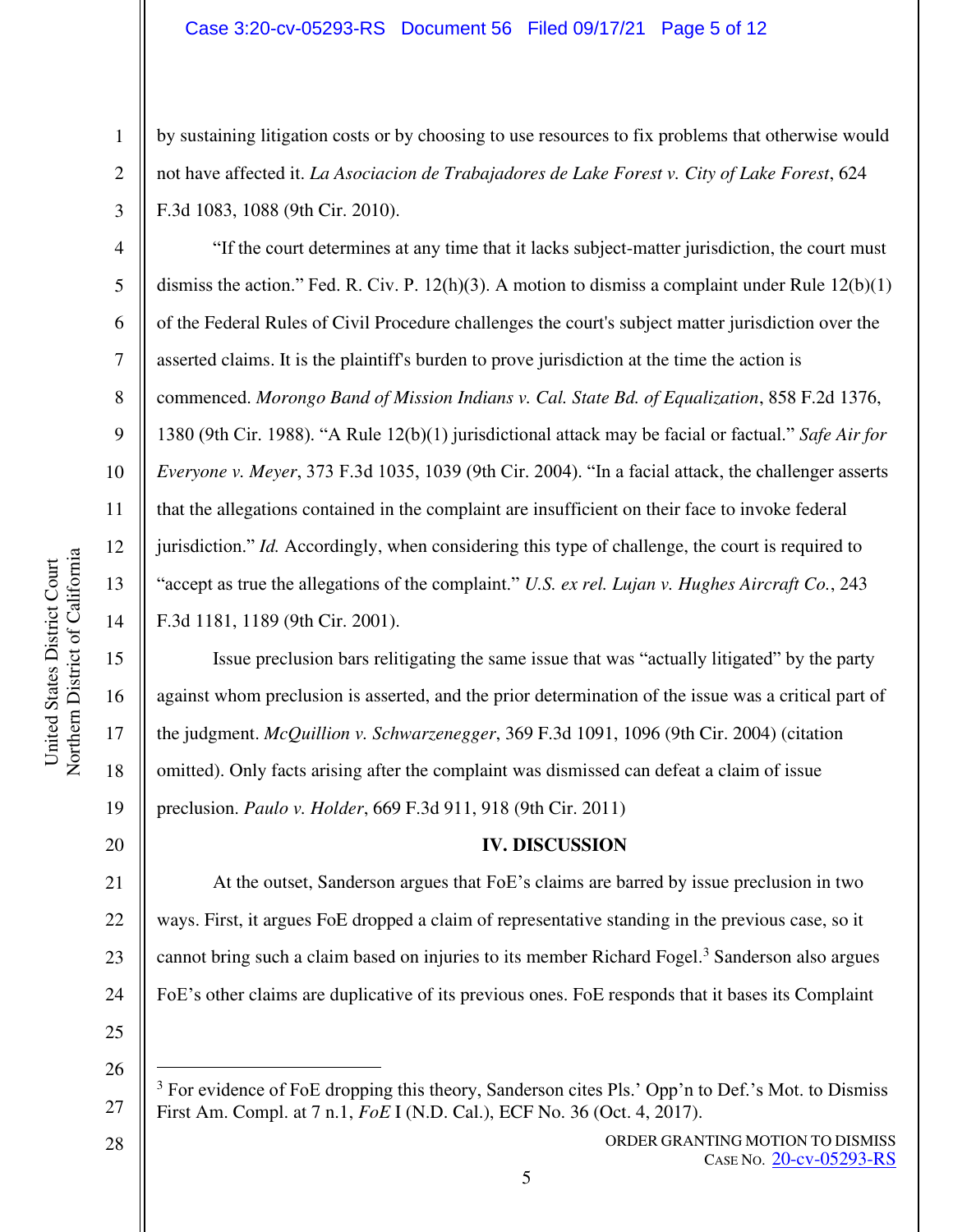by sustaining litigation costs or by choosing to use resources to fix problems that otherwise would not have affected it. *La Asociacion de Trabajadores de Lake Forest v. City of Lake Forest*, 624 F.3d 1083, 1088 (9th Cir. 2010).

"If the court determines at any time that it lacks subject-matter jurisdiction, the court must dismiss the action." Fed. R. Civ. P. 12(h)(3). A motion to dismiss a complaint under Rule 12(b)(1) of the Federal Rules of Civil Procedure challenges the court's subject matter jurisdiction over the asserted claims. It is the plaintiff's burden to prove jurisdiction at the time the action is commenced. *Morongo Band of Mission Indians v. Cal. State Bd. of Equalization*, 858 F.2d 1376, 1380 (9th Cir. 1988). "A Rule 12(b)(1) jurisdictional attack may be facial or factual." *Safe Air for Everyone v. Meyer*, 373 F.3d 1035, 1039 (9th Cir. 2004). "In a facial attack, the challenger asserts that the allegations contained in the complaint are insufficient on their face to invoke federal jurisdiction." *Id.* Accordingly, when considering this type of challenge, the court is required to "accept as true the allegations of the complaint." *U.S. ex rel. Lujan v. Hughes Aircraft Co.*, 243 F.3d 1181, 1189 (9th Cir. 2001).

Issue preclusion bars relitigating the same issue that was "actually litigated" by the party against whom preclusion is asserted, and the prior determination of the issue was a critical part of the judgment. *McQuillion v. Schwarzenegger*, 369 F.3d 1091, 1096 (9th Cir. 2004) (citation omitted). Only facts arising after the complaint was dismissed can defeat a claim of issue preclusion. *Paulo v. Holder*, 669 F.3d 911, 918 (9th Cir. 2011)

## IV. DISCUSSION

At the outset, Sanderson argues that FoE's claims are barred by issue preclusion in two ways. First, it argues FoE dropped a claim of representative standing in the previous case, so it cannot bring such a claim based on injuries to its member Richard Fogel.[3] Sanderson also argues FoE's other claims are duplicative of its previous ones. FoE responds that it bases its Complaint

---

[3] For evidence of FoE dropping this theory, Sanderson cites Pls.' Opp'n to Def.'s Mot. to Dismiss First Am. Compl. at 7 n.1, *FoE* I (N.D. Cal.), ECF No. 36 (Oct. 4, 2017).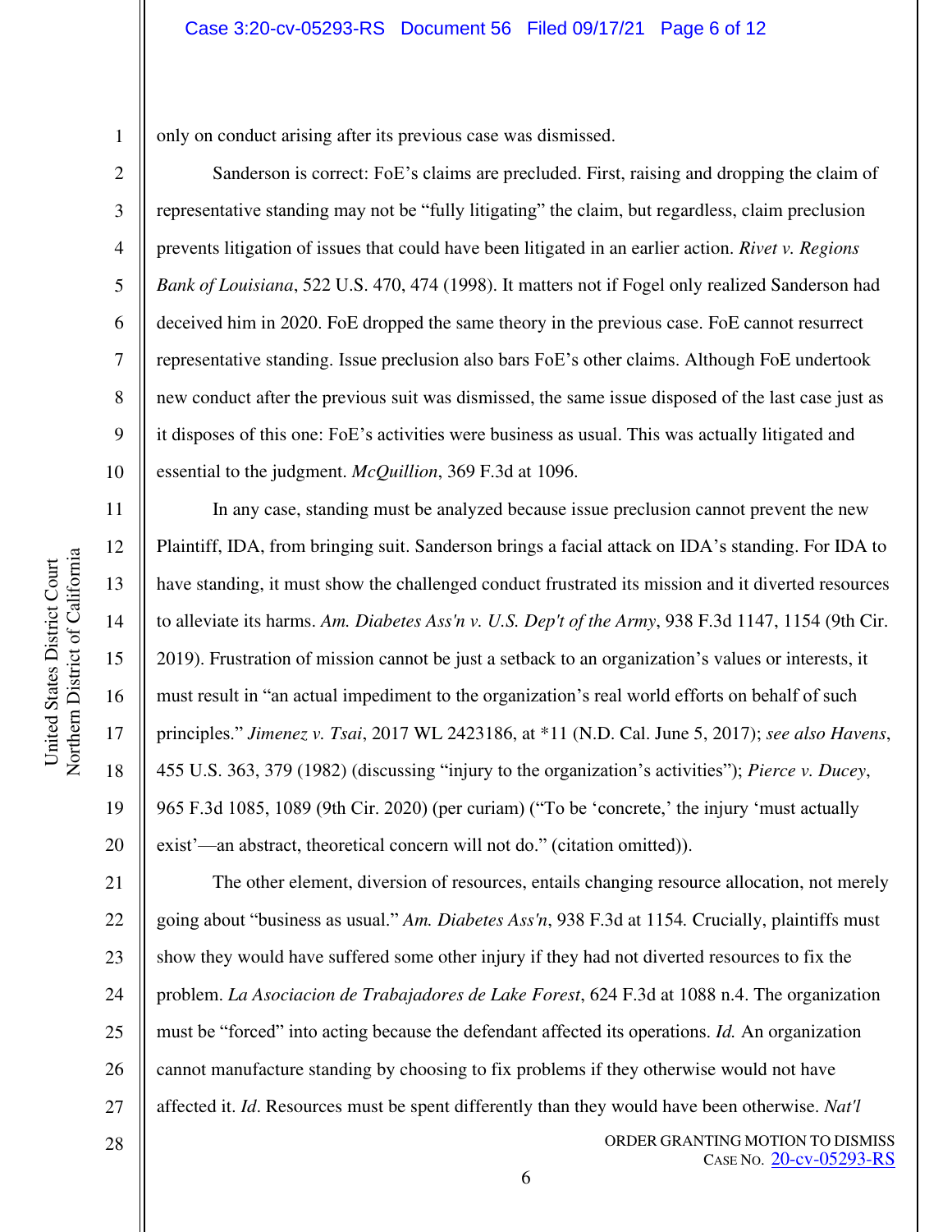only on conduct arising after its previous case was dismissed.

Sanderson is correct: FoE's claims are precluded. First, raising and dropping the claim of representative standing may not be "fully litigating" the claim, but regardless, claim preclusion prevents litigation of issues that could have been litigated in an earlier action. *Rivet v. Regions Bank of Louisiana*, 522 U.S. 470, 474 (1998). It matters not if Fogel only realized Sanderson had deceived him in 2020. FoE dropped the same theory in the previous case. FoE cannot resurrect representative standing. Issue preclusion also bars FoE's other claims. Although FoE undertook new conduct after the previous suit was dismissed, the same issue disposed of the last case just as it disposes of this one: FoE's activities were business as usual. This was actually litigated and essential to the judgment. *McQuillion*, 369 F.3d at 1096.

In any case, standing must be analyzed because issue preclusion cannot prevent the new Plaintiff, IDA, from bringing suit. Sanderson brings a facial attack on IDA's standing. For IDA to have standing, it must show the challenged conduct frustrated its mission and it diverted resources to alleviate its harms. *Am. Diabetes Ass'n v. U.S. Dep't of the Army*, 938 F.3d 1147, 1154 (9th Cir. 2019). Frustration of mission cannot be just a setback to an organization's values or interests, it must result in "an actual impediment to the organization's real world efforts on behalf of such principles." *Jimenez v. Tsai*, 2017 WL 2423186, at *11 (N.D. Cal. June 5, 2017); *see also Havens*, 455 U.S. 363, 379 (1982) (discussing "injury to the organization's activities"); *Pierce v. Ducey*, 965 F.3d 1085, 1089 (9th Cir. 2020) (per curiam) ("To be 'concrete,' the injury 'must actually exist'—an abstract, theoretical concern will not do." (citation omitted)).

The other element, diversion of resources, entails changing resource allocation, not merely going about "business as usual." *Am. Diabetes Ass'n*, 938 F.3d at 1154. Crucially, plaintiffs must show they would have suffered some other injury if they had not diverted resources to fix the problem. *La Asociacion de Trabajadores de Lake Forest*, 624 F.3d at 1088 n.4. The organization must be "forced" into acting because the defendant affected its operations. *Id.* An organization cannot manufacture standing by choosing to fix problems if they otherwise would not have affected it. *Id*. Resources must be spent differently than they would have been otherwise. *Nat'l*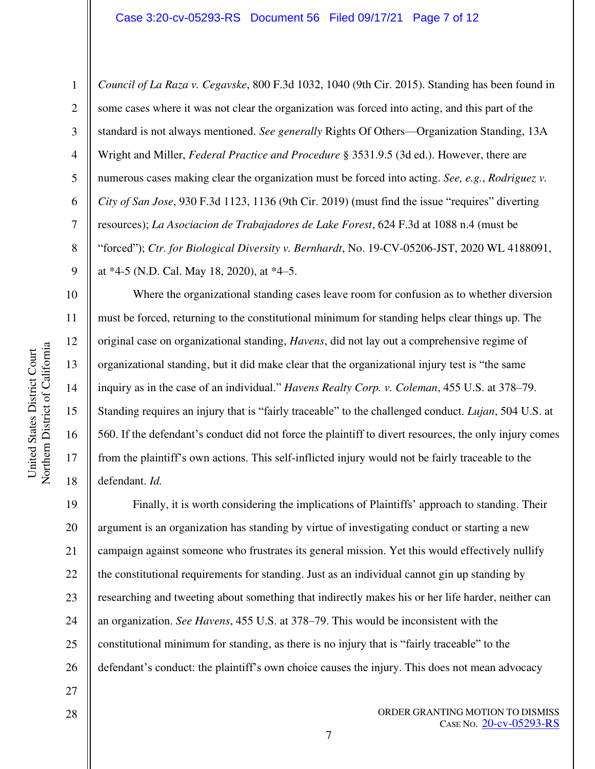*Council of La Raza v. Cegavske*, 800 F.3d 1032, 1040 (9th Cir. 2015). Standing has been found in some cases where it was not clear the organization was forced into acting, and this part of the standard is not always mentioned. *See generally* Rights Of Others—Organization Standing, 13A Wright and Miller, *Federal Practice and Procedure* § 3531.9.5 (3d ed.). However, there are numerous cases making clear the organization must be forced into acting. *See, e.g.*, *Rodriguez v. City of San Jose*, 930 F.3d 1123, 1136 (9th Cir. 2019) (must find the issue "requires" diverting resources); *La Asociacion de Trabajadores de Lake Forest*, 624 F.3d at 1088 n.4 (must be "forced"); *Ctr. for Biological Diversity v. Bernhardt*, No. 19-CV-05206-JST, 2020 WL 4188091, at \*4-5 (N.D. Cal. May 18, 2020), at \*4–5.

Where the organizational standing cases leave room for confusion as to whether diversion must be forced, returning to the constitutional minimum for standing helps clear things up. The original case on organizational standing, *Havens*, did not lay out a comprehensive regime of organizational standing, but it did make clear that the organizational injury test is "the same inquiry as in the case of an individual." *Havens Realty Corp. v. Coleman*, 455 U.S. at 378–79. Standing requires an injury that is "fairly traceable" to the challenged conduct. *Lujan*, 504 U.S. at 560. If the defendant's conduct did not force the plaintiff to divert resources, the only injury comes from the plaintiff's own actions. This self-inflicted injury would not be fairly traceable to the defendant. *Id.*

Finally, it is worth considering the implications of Plaintiffs' approach to standing. Their argument is an organization has standing by virtue of investigating conduct or starting a new campaign against someone who frustrates its general mission. Yet this would effectively nullify the constitutional requirements for standing. Just as an individual cannot gin up standing by researching and tweeting about something that indirectly makes his or her life harder, neither can an organization. *See Havens*, 455 U.S. at 378–79. This would be inconsistent with the constitutional minimum for standing, as there is no injury that is "fairly traceable" to the defendant's conduct: the plaintiff's own choice causes the injury. This does not mean advocacy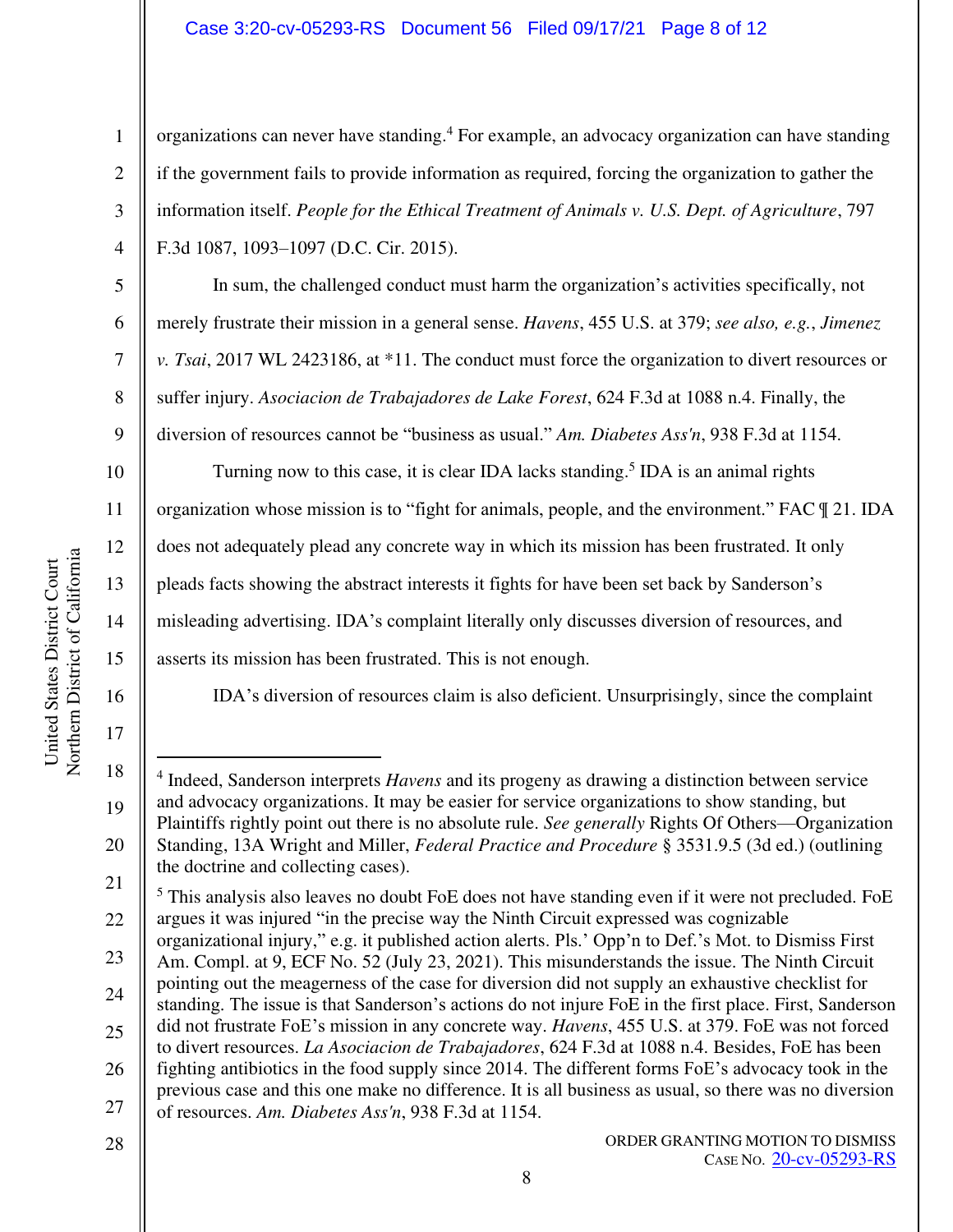organizations can never have standing.[4] For example, an advocacy organization can have standing if the government fails to provide information as required, forcing the organization to gather the information itself. *People for the Ethical Treatment of Animals v. U.S. Dept. of Agriculture*, 797 F.3d 1087, 1093–1097 (D.C. Cir. 2015).

In sum, the challenged conduct must harm the organization's activities specifically, not merely frustrate their mission in a general sense. *Havens*, 455 U.S. at 379; *see also, e.g.*, *Jimenez v. Tsai*, 2017 WL 2423186, at *11. The conduct must force the organization to divert resources or suffer injury. *Asociacion de Trabajadores de Lake Forest*, 624 F.3d at 1088 n.4. Finally, the diversion of resources cannot be "business as usual." *Am. Diabetes Ass'n*, 938 F.3d at 1154.

Turning now to this case, it is clear IDA lacks standing.[5] IDA is an animal rights organization whose mission is to "fight for animals, people, and the environment." FAC ¶ 21. IDA does not adequately plead any concrete way in which its mission has been frustrated. It only pleads facts showing the abstract interests it fights for have been set back by Sanderson's misleading advertising. IDA's complaint literally only discusses diversion of resources, and asserts its mission has been frustrated. This is not enough.

IDA's diversion of resources claim is also deficient. Unsurprisingly, since the complaint

---

[4] Indeed, Sanderson interprets *Havens* and its progeny as drawing a distinction between service and advocacy organizations. It may be easier for service organizations to show standing, but Plaintiffs rightly point out there is no absolute rule. *See generally* Rights Of Others—Organization Standing, 13A Wright and Miller, *Federal Practice and Procedure* § 3531.9.5 (3d ed.) (outlining the doctrine and collecting cases).

[5] This analysis also leaves no doubt FoE does not have standing even if it were not precluded. FoE argues it was injured "in the precise way the Ninth Circuit expressed was cognizable organizational injury," e.g. it published action alerts. Pls.' Opp'n to Def.'s Mot. to Dismiss First Am. Compl. at 9, ECF No. 52 (July 23, 2021). This misunderstands the issue. The Ninth Circuit pointing out the meagerness of the case for diversion did not supply an exhaustive checklist for standing. The issue is that Sanderson's actions do not injure FoE in the first place. First, Sanderson did not frustrate FoE's mission in any concrete way. *Havens*, 455 U.S. at 379. FoE was not forced to divert resources. *La Asociacion de Trabajadores*, 624 F.3d at 1088 n.4. Besides, FoE has been fighting antibiotics in the food supply since 2014. The different forms FoE's advocacy took in the previous case and this one make no difference. It is all business as usual, so there was no diversion of resources. *Am. Diabetes Ass'n*, 938 F.3d at 1154.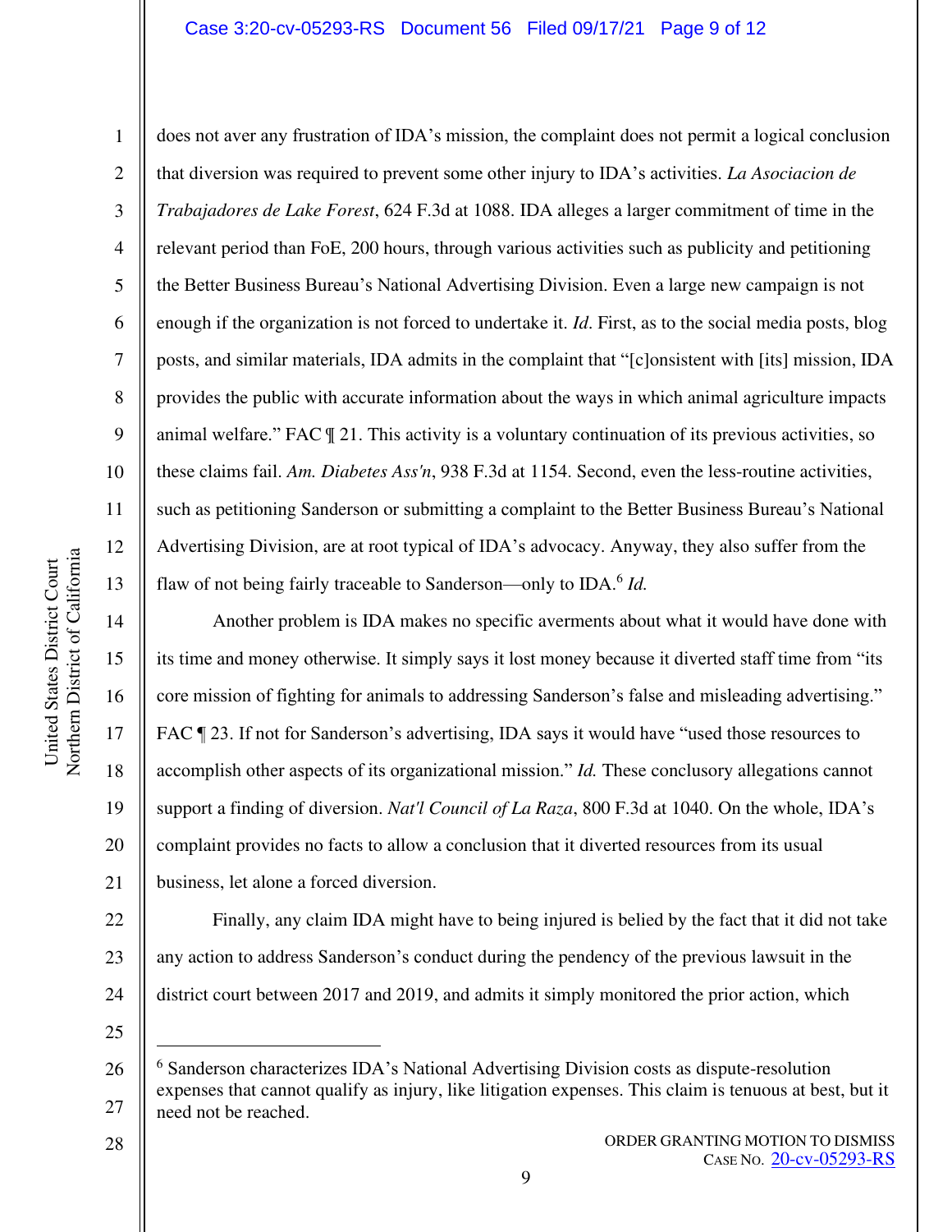does not aver any frustration of IDA's mission, the complaint does not permit a logical conclusion that diversion was required to prevent some other injury to IDA's activities. *La Asociacion de Trabajadores de Lake Forest*, 624 F.3d at 1088. IDA alleges a larger commitment of time in the relevant period than FoE, 200 hours, through various activities such as publicity and petitioning the Better Business Bureau's National Advertising Division. Even a large new campaign is not enough if the organization is not forced to undertake it. *Id*. First, as to the social media posts, blog posts, and similar materials, IDA admits in the complaint that "[c]onsistent with [its] mission, IDA provides the public with accurate information about the ways in which animal agriculture impacts animal welfare." FAC ¶ 21. This activity is a voluntary continuation of its previous activities, so these claims fail. *Am. Diabetes Ass'n*, 938 F.3d at 1154. Second, even the less-routine activities, such as petitioning Sanderson or submitting a complaint to the Better Business Bureau's National Advertising Division, are at root typical of IDA's advocacy. Anyway, they also suffer from the flaw of not being fairly traceable to Sanderson—only to IDA.[6] *Id.*

Another problem is IDA makes no specific averments about what it would have done with its time and money otherwise. It simply says it lost money because it diverted staff time from "its core mission of fighting for animals to addressing Sanderson's false and misleading advertising." FAC ¶ 23. If not for Sanderson's advertising, IDA says it would have "used those resources to accomplish other aspects of its organizational mission." *Id.* These conclusory allegations cannot support a finding of diversion. *Nat'l Council of La Raza*, 800 F.3d at 1040. On the whole, IDA's complaint provides no facts to allow a conclusion that it diverted resources from its usual business, let alone a forced diversion.

Finally, any claim IDA might have to being injured is belied by the fact that it did not take any action to address Sanderson's conduct during the pendency of the previous lawsuit in the district court between 2017 and 2019, and admits it simply monitored the prior action, which

---

[6] Sanderson characterizes IDA's National Advertising Division costs as dispute-resolution expenses that cannot qualify as injury, like litigation expenses. This claim is tenuous at best, but it need not be reached.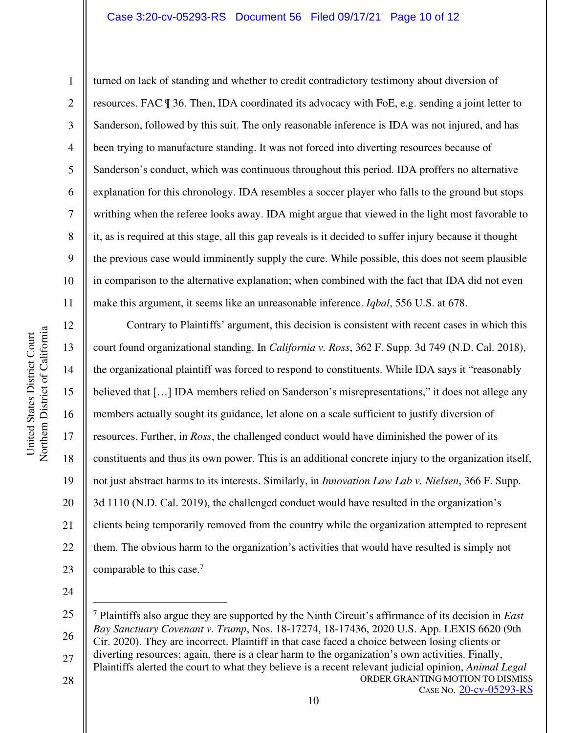turned on lack of standing and whether to credit contradictory testimony about diversion of resources. FAC ¶ 36. Then, IDA coordinated its advocacy with FoE, e.g. sending a joint letter to Sanderson, followed by this suit. The only reasonable inference is IDA was not injured, and has been trying to manufacture standing. It was not forced into diverting resources because of Sanderson's conduct, which was continuous throughout this period. IDA proffers no alternative explanation for this chronology. IDA resembles a soccer player who falls to the ground but stops writhing when the referee looks away. IDA might argue that viewed in the light most favorable to it, as is required at this stage, all this gap reveals is it decided to suffer injury because it thought the previous case would imminently supply the cure. While possible, this does not seem plausible in comparison to the alternative explanation; when combined with the fact that IDA did not even make this argument, it seems like an unreasonable inference. *Iqbal*, 556 U.S. at 678.

Contrary to Plaintiffs' argument, this decision is consistent with recent cases in which this court found organizational standing. In *California v. Ross*, 362 F. Supp. 3d 749 (N.D. Cal. 2018), the organizational plaintiff was forced to respond to constituents. While IDA says it "reasonably believed that […] IDA members relied on Sanderson's misrepresentations," it does not allege any members actually sought its guidance, let alone on a scale sufficient to justify diversion of resources. Further, in *Ross*, the challenged conduct would have diminished the power of its constituents and thus its own power. This is an additional concrete injury to the organization itself, not just abstract harms to its interests. Similarly, in *Innovation Law Lab v. Nielsen*, 366 F. Supp. 3d 1110 (N.D. Cal. 2019), the challenged conduct would have resulted in the organization's clients being temporarily removed from the country while the organization attempted to represent them. The obvious harm to the organization's activities that would have resulted is simply not comparable to this case.[7]

---

[7] Plaintiffs also argue they are supported by the Ninth Circuit's affirmance of its decision in *East Bay Sanctuary Covenant v. Trump*, Nos. 18-17274, 18-17436, 2020 U.S. App. LEXIS 6620 (9th Cir. 2020). They are incorrect. Plaintiff in that case faced a choice between losing clients or diverting resources; again, there is a clear harm to the organization's own activities. Finally, Plaintiffs alerted the court to what they believe is a recent relevant judicial opinion, *Animal Legal*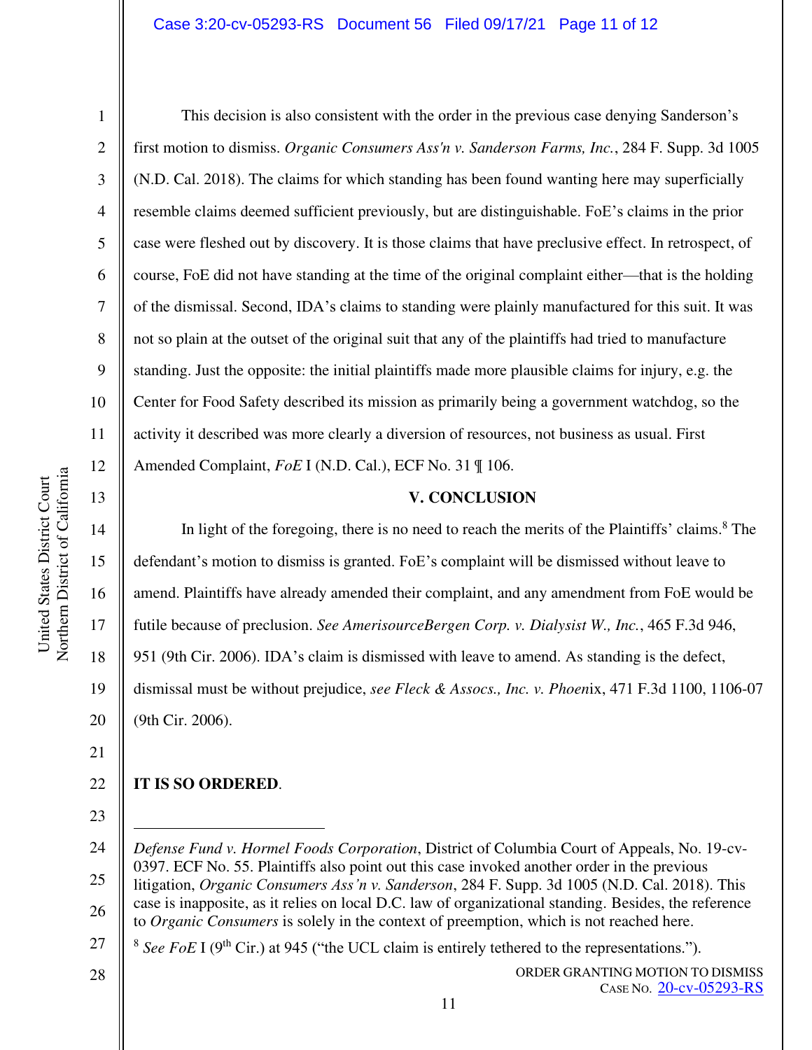This decision is also consistent with the order in the previous case denying Sanderson's first motion to dismiss. *Organic Consumers Ass'n v. Sanderson Farms, Inc.*, 284 F. Supp. 3d 1005 (N.D. Cal. 2018). The claims for which standing has been found wanting here may superficially resemble claims deemed sufficient previously, but are distinguishable. FoE's claims in the prior case were fleshed out by discovery. It is those claims that have preclusive effect. In retrospect, of course, FoE did not have standing at the time of the original complaint either—that is the holding of the dismissal. Second, IDA's claims to standing were plainly manufactured for this suit. It was not so plain at the outset of the original suit that any of the plaintiffs had tried to manufacture standing. Just the opposite: the initial plaintiffs made more plausible claims for injury, e.g. the Center for Food Safety described its mission as primarily being a government watchdog, so the activity it described was more clearly a diversion of resources, not business as usual. First Amended Complaint, *FoE* I (N.D. Cal.), ECF No. 31 ¶ 106.

## V. CONCLUSION

In light of the foregoing, there is no need to reach the merits of the Plaintiffs' claims.[8] The defendant's motion to dismiss is granted. FoE's complaint will be dismissed without leave to amend. Plaintiffs have already amended their complaint, and any amendment from FoE would be futile because of preclusion. *See AmerisourceBergen Corp. v. Dialysist W., Inc.*, 465 F.3d 946, 951 (9th Cir. 2006). IDA's claim is dismissed with leave to amend. As standing is the defect, dismissal must be without prejudice, *see Fleck & Assocs., Inc. v. Phoen*ix, 471 F.3d 1100, 1106-07 (9th Cir. 2006).

**IT IS SO ORDERED**.

---

*Defense Fund v. Hormel Foods Corporation*, District of Columbia Court of Appeals, No. 19-cv-0397. ECF No. 55. Plaintiffs also point out this case invoked another order in the previous litigation, *Organic Consumers Ass'n v. Sanderson*, 284 F. Supp. 3d 1005 (N.D. Cal. 2018). This case is inapposite, as it relies on local D.C. law of organizational standing. Besides, the reference to *Organic Consumers* is solely in the context of preemption, which is not reached here.

[8] *See FoE* I (9th Cir.) at 945 ("the UCL claim is entirely tethered to the representations.").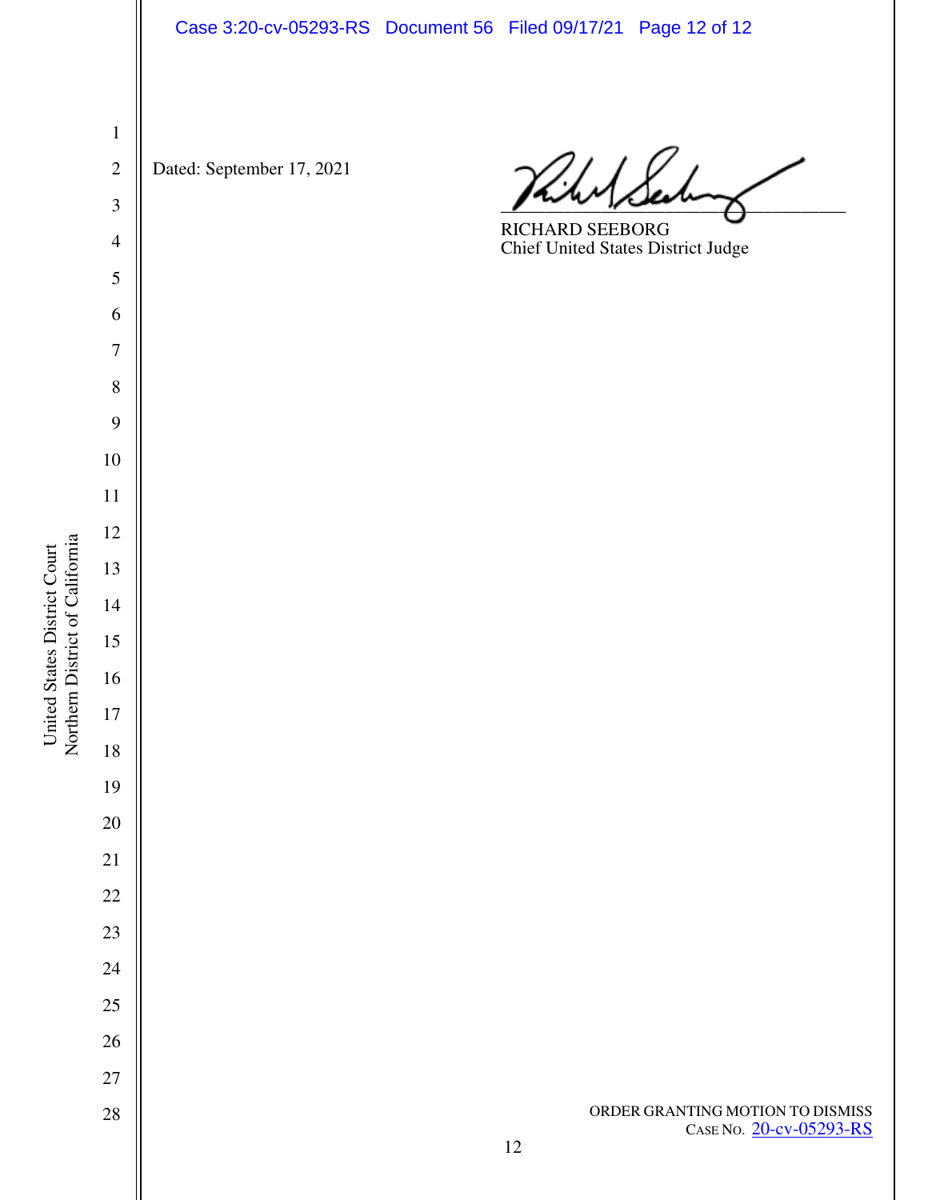Dated: September 17, 2021

RICHARD SEEBORG
Chief United States District Judge

ORDER GRANTING MOTION TO DISMISS
CASE NO. 20-cv-05293-RS